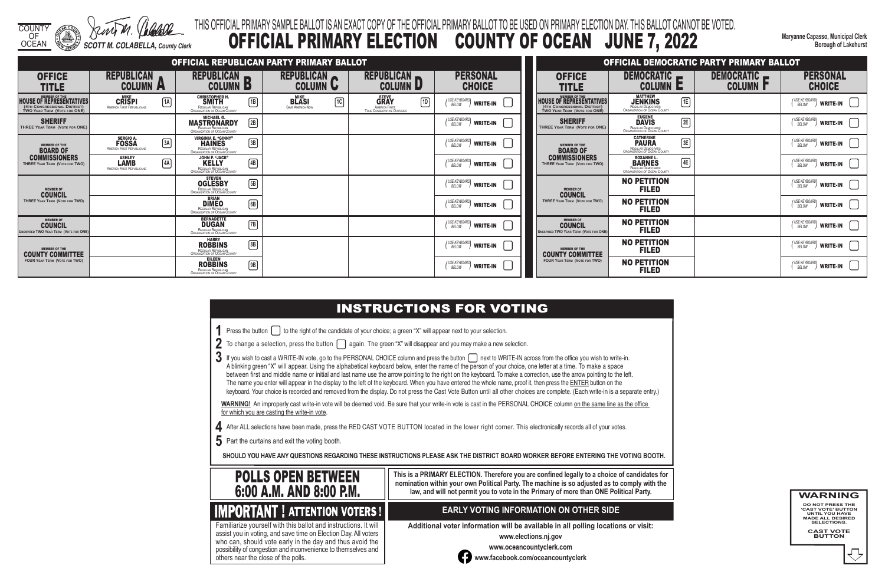COUNTY OF OCEAN

SCOTT M. COLABELLA, County Clerk

THIS OFFICIAL PRIMARY SAMPLE BALLOT IS AN EXACT COPY OF THE OFFICIAL PRIMARY BALLOT TO BE USED ON PRIMARY ELECTION DAY. THIS BALLOT CANNOT BE VOTED.

# OFFICIAL PRIMARY ELECTION COUNTY OF OCEAN JUNE 7, 2022

Maryanne Capasso, Municipal Clerk
Borough of Lakehurst

## OFFICIAL REPUBLICAN PARTY PRIMARY BALLOT

| OFFICE TITLE | REPUBLICAN COLUMN A | REPUBLICAN COLUMN B | REPUBLICAN COLUMN C | REPUBLICAN COLUMN D | PERSONAL CHOICE |
|---|---|---|---|---|---|
| MEMBER OF THE HOUSE OF REPRESENTATIVES (4TH CONGRESSIONAL DISTRICT) TWO YEAR TERM (VOTE FOR ONE) | 1A MIKE CRISPI America First Republicans | 1B CHRISTOPHER H. SMITH Regular Republican Organization of Ocean County | 1C MIKE BLASI Save America Now | 1D STEVE GRAY America First, True Conservative Outsider | (USE KEYBOARD BELOW) WRITE-IN |
| SHERIFF THREE YEAR TERM (VOTE FOR ONE) | | 2B MICHAEL G. MASTRONARDY Regular Republican Organization of Ocean County | | | (USE KEYBOARD BELOW) WRITE-IN |
| MEMBER OF THE BOARD OF COMMISSIONERS THREE YEAR TERM (VOTE FOR TWO) | 3A SERGIO A. FOSSA America First Republicans | 3B VIRGINIA E. "GINNY" HAINES Regular Republican Organization of Ocean County | | | (USE KEYBOARD BELOW) WRITE-IN |
| | 4A ASHLEY LAMB America First Republicans | 4B JOHN P. "JACK" KELLY Regular Republican Organization of Ocean County | | | (USE KEYBOARD BELOW) WRITE-IN |
| MEMBER OF COUNCIL THREE YEAR TERM (VOTE FOR TWO) | | 5B STEVEN OGLESBY Regular Republican Organization of Ocean County | | | (USE KEYBOARD BELOW) WRITE-IN |
| | | 6B BRIAN DiMEO Regular Republican Organization of Ocean County | | | (USE KEYBOARD BELOW) WRITE-IN |
| MEMBER OF COUNCIL UNEXPIRED TWO YEAR TERM (VOTE FOR ONE) | | 7B BERNADETTE DUGAN Regular Republican Organization of Ocean County | | | (USE KEYBOARD BELOW) WRITE-IN |
| MEMBER OF THE COUNTY COMMITTEE FOUR YEAR TERM (VOTE FOR TWO) | | 8B HARRY ROBBINS Regular Republican Organization of Ocean County | | | (USE KEYBOARD BELOW) WRITE-IN |
| | | 9B EILEEN ROBBINS Regular Republican Organization of Ocean County | | | (USE KEYBOARD BELOW) WRITE-IN |

## OFFICIAL DEMOCRATIC PARTY PRIMARY BALLOT

| OFFICE TITLE | DEMOCRATIC COLUMN E | DEMOCRATIC COLUMN F | PERSONAL CHOICE |
|---|---|---|---|
| MEMBER OF THE HOUSE OF REPRESENTATIVES (4TH CONGRESSIONAL DISTRICT) TWO YEAR TERM (VOTE FOR ONE) | 1E MATTHEW JENKINS Regular Democratic Organization of Ocean County | | (USE KEYBOARD BELOW) WRITE-IN |
| SHERIFF THREE YEAR TERM (VOTE FOR ONE) | 2E EUGENE DAVIS Regular Democratic Organization of Ocean County | | (USE KEYBOARD BELOW) WRITE-IN |
| MEMBER OF THE BOARD OF COMMISSIONERS THREE YEAR TERM (VOTE FOR TWO) | 3E CATHERINE PAURA Regular Democratic Organization of Ocean County | | (USE KEYBOARD BELOW) WRITE-IN |
| | 4E ROXANNE L. BARNES Regular Democratic Organization of Ocean County | | (USE KEYBOARD BELOW) WRITE-IN |
| MEMBER OF COUNCIL THREE YEAR TERM (VOTE FOR TWO) | NO PETITION FILED | | (USE KEYBOARD BELOW) WRITE-IN |
| | NO PETITION FILED | | (USE KEYBOARD BELOW) WRITE-IN |
| MEMBER OF COUNCIL UNEXPIRED TWO YEAR TERM (VOTE FOR ONE) | NO PETITION FILED | | (USE KEYBOARD BELOW) WRITE-IN |
| MEMBER OF THE COUNTY COMMITTEE FOUR YEAR TERM (VOTE FOR TWO) | NO PETITION FILED | | (USE KEYBOARD BELOW) WRITE-IN |
| | NO PETITION FILED | | (USE KEYBOARD BELOW) WRITE-IN |

## INSTRUCTIONS FOR VOTING

1. Press the button to the right of the candidate of your choice; a green "X" will appear next to your selection.
2. To change a selection, press the button again. The green "X" will disappear and you may make a new selection.
3. If you wish to cast a WRITE-IN vote, go to the PERSONAL CHOICE column and press the button next to WRITE-IN across from the office you wish to write-in. A blinking green "X" will appear. Using the alphabetical keyboard below, enter the name of the person of your choice, one letter at a time. To make a space between first and middle name or initial and last name use the arrow pointing to the right on the keyboard. To make a correction, use the arrow pointing to the left. The name you enter will appear in the display to the left of the keyboard. When you have entered the whole name, proof it, then press the ENTER button on the keyboard. Your choice is recorded and removed from the display. Do not press the Cast Vote Button until all other choices are complete. (Each write-in is a separate entry.)

**WARNING!** An improperly cast write-in vote will be deemed void. Be sure that your write-in vote is cast in the PERSONAL CHOICE column on the same line as the office for which you are casting the write-in vote.

4. After ALL selections have been made, press the RED CAST VOTE BUTTON located in the lower right corner. This electronically records all of your votes.
5. Part the curtains and exit the voting booth.

**SHOULD YOU HAVE ANY QUESTIONS REGARDING THESE INSTRUCTIONS PLEASE ASK THE DISTRICT BOARD WORKER BEFORE ENTERING THE VOTING BOOTH.**

## POLLS OPEN BETWEEN 6:00 A.M. AND 8:00 P.M.

**This is a PRIMARY ELECTION. Therefore you are confined legally to a choice of candidates for nomination within your own Political Party. The machine is so adjusted as to comply with the law, and will not permit you to vote in the Primary of more than ONE Political Party.**

## IMPORTANT ! ATTENTION VOTERS !

Familiarize yourself with this ballot and instructions. It will assist you in voting, and save time on Election Day. All voters who can, should vote early in the day and thus avoid the possibility of congestion and inconvenience to themselves and others near the close of the polls.

## EARLY VOTING INFORMATION ON OTHER SIDE

**Additional voter information will be available in all polling locations or visit:**

**www.elections.nj.gov**

**www.oceancountyclerk.com**

**www.facebook.com/oceancountyclerk**

**WARNING**

DO NOT PRESS THE 'CAST VOTE' BUTTON UNTIL YOU HAVE MADE ALL DESIRED SELECTIONS.

CAST VOTE BUTTON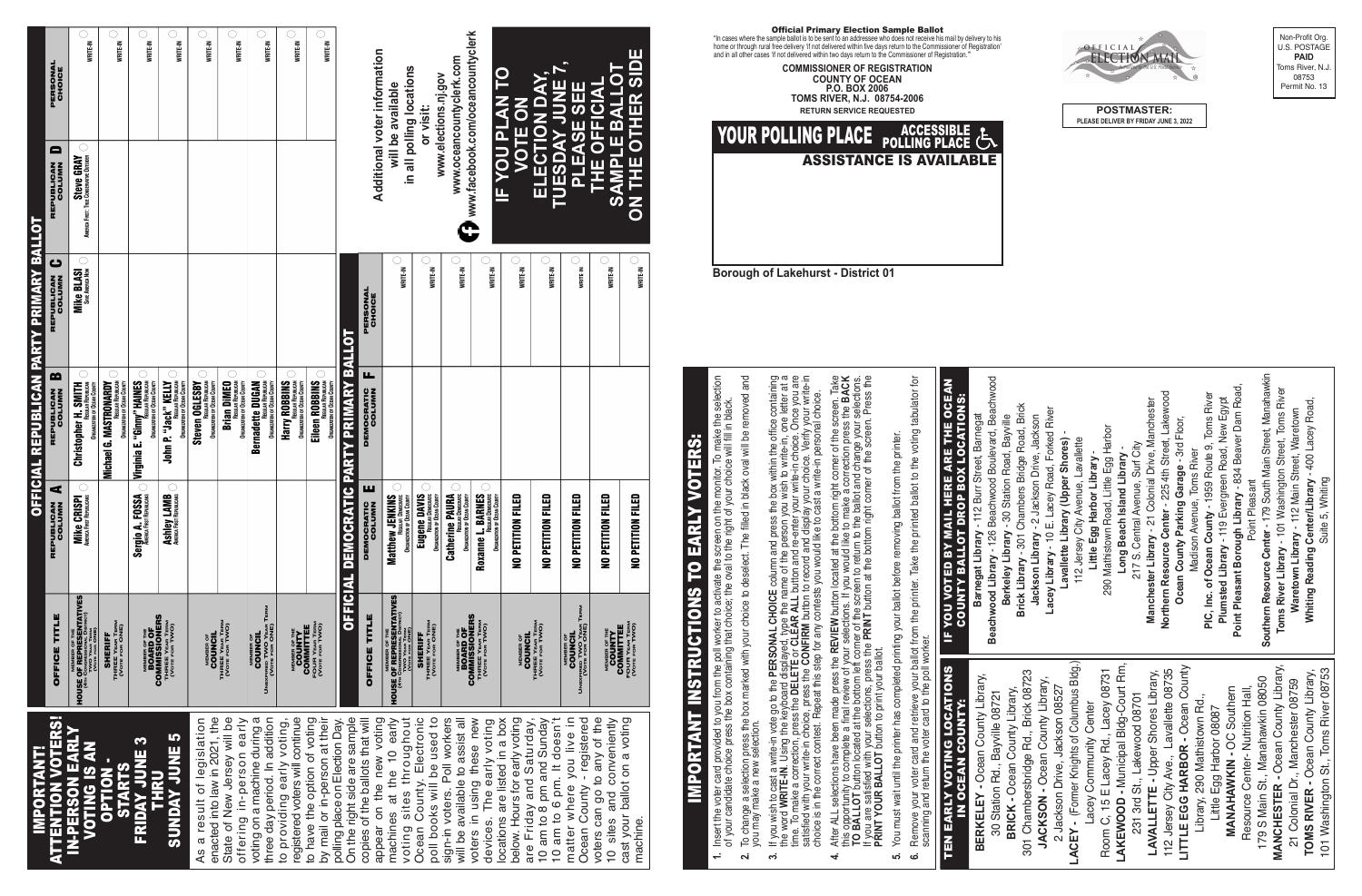# OFFICIAL REPUBLICAN PARTY PRIMARY BALLOT

| OFFICE TITLE | REPUBLICAN COLUMN A | REPUBLICAN COLUMN B | REPUBLICAN COLUMN C | REPUBLICAN COLUMN D | PERSONAL CHOICE |
|---|---|---|---|---|---|
| MEMBER OF THE HOUSE OF REPRESENTATIVES (4th Congressional District) (Vote for ONE) | Mike CRISPI — America First Republicans | Christopher H. SMITH — Regular Republican Organization of Ocean County | Mike BLASI — Save America Now | Steve GRAY — America First: True Conservative Outsider | WRITE-IN |
| SHERIFF THREE Year Term (Vote for ONE) | | Michael G. MASTRONARDY — Regular Republican Organization of Ocean County | | | WRITE-IN |
| MEMBER OF THE BOARD OF COMMISSIONERS THREE Year Term (Vote for TWO) | Sergio A. FOSSA — America First Republicans | Virginia E. "Ginny" HAINES — Regular Republican Organization of Ocean County | | | WRITE-IN |
| | Ashley LAMB — America First Republicans | John P. "Jack" KELLY — Regular Republican Organization of Ocean County | | | WRITE-IN |
| MEMBER OF COUNCIL THREE Year Term (Vote for TWO) | | Steven OGLESBY — Regular Republican Organization of Ocean County | | | WRITE-IN |
| | | Brian DIMEO — Regular Republican Organization of Ocean County | | | WRITE-IN |
| MEMBER OF COUNCIL Unexpired TWO Year Term (Vote for ONE) | | Bernadette DUGAN — Regular Republican Organization of Ocean County | | | WRITE-IN |
| MEMBER OF THE COUNTY COMMITTEE FOUR Year Term (Vote for TWO) | | Harry ROBBINS — Regular Republican Organization of Ocean County | | | WRITE-IN |
| | | Eileen ROBBINS — Regular Republican Organization of Ocean County | | | WRITE-IN |

# OFFICIAL DEMOCRATIC PARTY PRIMARY BALLOT

| OFFICE TITLE | DEMOCRATIC COLUMN E | DEMOCRATIC COLUMN F | PERSONAL CHOICE |
|---|---|---|---|
| MEMBER OF THE HOUSE OF REPRESENTATIVES (4th Congressional District) (Vote for ONE) | Matthew JENKINS — Regular Democratic Organization of Ocean County | | WRITE-IN |
| SHERIFF THREE Year Term (Vote for ONE) | Eugene DAVIS — Regular Democratic Organization of Ocean County | | WRITE-IN |
| MEMBER OF THE BOARD OF COMMISSIONERS THREE Year Term (Vote for TWO) | Catherine PAURA — Regular Democratic Organization of Ocean County | | WRITE-IN |
| | Roxanne L. BARNES — Regular Democratic Organization of Ocean County | | WRITE-IN |
| MEMBER OF COUNCIL THREE Year Term (Vote for TWO) | NO PETITION FILED | | WRITE-IN |
| | NO PETITION FILED | | WRITE-IN |
| MEMBER OF COUNCIL Unexpired TWO Year Term (Vote for ONE) | NO PETITION FILED | | WRITE-IN |
| MEMBER OF THE COUNTY COMMITTEE FOUR Year Term (Vote for TWO) | NO PETITION FILED | | WRITE-IN |
| | NO PETITION FILED | | WRITE-IN |

## IMPORTANT! ATTENTION VOTERS! IN-PERSON EARLY VOTING IS AN OPTION - STARTS FRIDAY JUNE 3 THRU SUNDAY JUNE 5

As a result of legislation enacted into law in 2021, the State of New Jersey will be offering in-person early voting on a machine during a three day period. In addition to providing early voting, registered voters will continue to have the option of voting by mail or in-person at their polling place on Election Day. On the right side are sample copies of the ballots that will appear on the new voting machines at the 10 early voting sites throughout Ocean County. Electronic poll books will be used to sign-in voters. Poll workers will be available to assist all voters in using these new devices. The early voting locations are listed in a box below. Hours for early voting are Friday and Saturday, 10 am to 8 pm and Sunday 10 am to 6 pm. It doesn't matter where you live in Ocean County - registered voters can go to any of the 10 sites and conveniently cast your ballot on a voting machine.

Additional voter information will be available in all polling locations or visit:
www.elections.nj.gov
www.oceancountyclerk.com
www.facebook.com/oceancountyclerk

**IF YOU PLAN TO VOTE ON ELECTION DAY, TUESDAY JUNE 7, PLEASE SEE THE OFFICIAL SAMPLE BALLOT ON THE OTHER SIDE**

## IMPORTANT INSTRUCTIONS TO EARLY VOTERS:

1. Insert the voter card provided to you from the poll worker to activate the screen on the monitor. To make the selection of your candidate choice press the box containing that choice; the oval to the right of your choice will fill in black.
2. To change a selection press the box marked with your choice to deselect. The filled in black oval will be removed and you may make a new selection.
3. If you wish to cast a write-in vote go to the **PERSONAL CHOICE** column and press the box within the office containing the word **WRITE-IN**. Using the keyboard displayed, type the name of the person you wish to write-in, one letter at a time. To make a correction, press the **DELETE** or **CLEAR ALL** button and re-enter your write-in choice. Once you are satisfied with your write-in choice, press the **CONFIRM** button to record and display your choice. Verify your write-in choice is in the correct contest. Repeat this step for any contests you would like to cast a write-in personal choice.
4. After ALL selections have been made press the **REVIEW** button located at the bottom right corner of the screen. Take this opportunity to complete a final review of your selections. If you would like to make a correction press the **BACK TO BALLOT** button located at the bottom left corner of the screen to return to the ballot and change your selections. If you are satisfied with your selections, press the **PRINT** button at the bottom right corner of the screen. Press the **PRINT YOUR BALLOT** button to print your ballot.
5. You must wait until the printer has completed printing your ballot before removing ballot from the printer.
6. Remove your voter card and retrieve your ballot from the printer. Take the printed ballot to the voting tabulator for scanning and return the voter card to the poll worker.

## TEN EARLY VOTING LOCATIONS IN OCEAN COUNTY:

- **BERKELEY** - Ocean County Library, 30 Station Rd., Bayville 08721
- **BRICK** - Ocean County Library, 301 Chambersbridge Rd., Brick 08723
- **JACKSON** - Ocean County Library, 2 Jackson Drive, Jackson 08527
- **LACEY** - (Former Knights of Columbus Bldg.) Lacey Community Center Room C, 15 E Lacey Rd., Lacey 08731
- **LAKEWOOD** - Municipal Bldg-Court Rm, 231 3rd St., Lakewood 08701
- **LAVALLETTE** - Upper Shores Library, 112 Jersey City Ave., Lavallette 08735
- **LITTLE EGG HARBOR** - Ocean County Library, 290 Mathistown Rd., Little Egg Harbor 08087
- **MANAHAWKIN** - OC Southern Resource Center - Nutrition Hall, 179 S Main St., Manahawkin 08050
- **MANCHESTER** - Ocean County Library, 21 Colonial Dr., Manchester 08759
- **TOMS RIVER** - Ocean County Library, 101 Washington St., Toms River 08753

## IF YOU VOTED BY MAIL HERE ARE THE OCEAN COUNTY BALLOT DROP BOX LOCATIONS:

- **Barnegat Library** - 112 Burr Street, Barnegat
- **Beachwood Library** - 126 Beachwood Boulevard, Beachwood
- **Berkeley Library** - 30 Station Road, Bayville
- **Brick Library** - 301 Chambers Bridge Road, Brick
- **Jackson Library** - 2 Jackson Drive, Jackson
- **Lacey Library** - 10 E. Lacey Road, Forked River
- **Lavallette Library (Upper Shores)** - 112 Jersey City Avenue, Lavallette
- **Little Egg Harbor Library** - 290 Mathistown Road, Little Egg Harbor
- **Long Beach Island Library** - 217 S. Central Avenue, Surf City
- **Manchester Library** - 21 Colonial Drive, Manchester
- **Northern Resource Center** - 225 4th Street, Lakewood
- **Ocean County Parking Garage** - 3rd Floor, Madison Avenue, Toms River
- **PIC, Inc. of Ocean County** - 1959 Route 9, Toms River
- **Plumsted Library** - 119 Evergreen Road, New Egypt
- **Point Pleasant Borough Library** - 834 Beaver Dam Road, Point Pleasant
- **Southern Resource Center** - 179 South Main Street, Manahawkin
- **Toms River Library** - 101 Washington Street, Toms River
- **Waretown Library** - 112 Main Street, Waretown
- **Whiting Reading Center/Library** - 400 Lacey Road, Suite 5, Whiting

**Official Primary Election Sample Ballot**

"In cases where the sample ballot is to be sent to an addressee who does not receive his mail by delivery to his home or through rural free delivery 'if not delivered within five days return to the Commissioner of Registration' and in all other cases 'if not delivered within two days return to the Commissioner of Registration.'"

**COMMISSIONER OF REGISTRATION**
**COUNTY OF OCEAN**
**P.O. BOX 2006**
**TOMS RIVER, N.J. 08754-2006**
**RETURN SERVICE REQUESTED**

OFFICIAL ELECTION MAIL

Non-Profit Org.
U.S. POSTAGE
**PAID**
Toms River, N.J.
08753
Permit No. 13

**POSTMASTER:**
PLEASE DELIVER BY FRIDAY JUNE 3, 2022

**YOUR POLLING PLACE** — ACCESSIBLE POLLING PLACE
**ASSISTANCE IS AVAILABLE**

**Borough of Lakehurst - District 01**